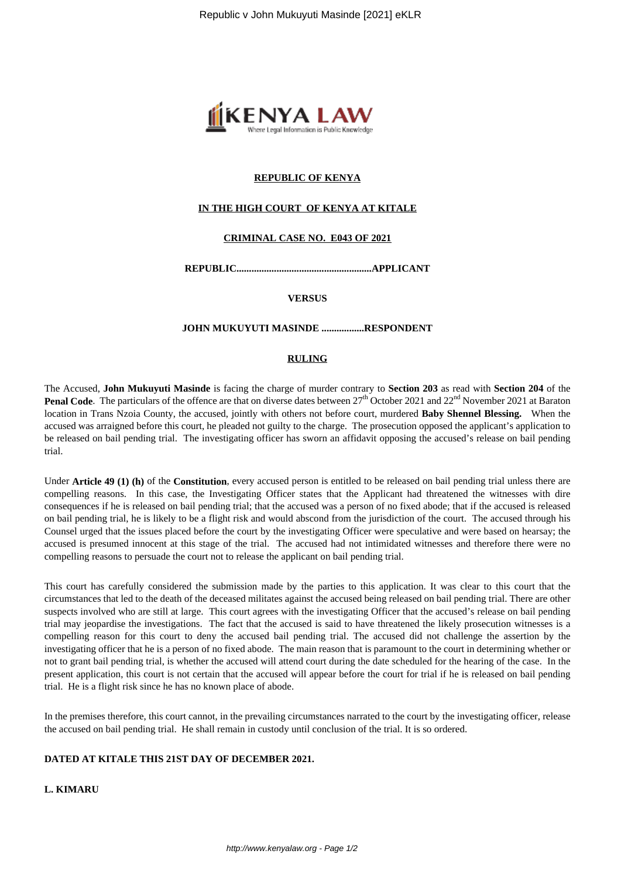**REPUBLIC OF KENYA**

**IN THE HIGH COURT OF KENYA AT KITALE**

**CRIMINAL CASE NO. E043 OF 2021**

**REPUBLIC.......................................................APPLICANT**

**VERSUS**

**JOHN MUKUYUTI MASINDE .................RESPONDENT**

**RULING**

The Accused, **John Mukuyuti Masinde** is facing the charge of murder contrary to **Section 203** as read with **Section 204** of the **Penal Code**. The particulars of the offence are that on diverse dates between 27th October 2021 and 22nd November 2021 at Baraton location in Trans Nzoia County, the accused, jointly with others not before court, murdered **Baby Shennel Blessing.** When the accused was arraigned before this court, he pleaded not guilty to the charge. The prosecution opposed the applicant's application to be released on bail pending trial. The investigating officer has sworn an affidavit opposing the accused's release on bail pending trial.

Under **Article 49 (1) (h)** of the **Constitution**, every accused person is entitled to be released on bail pending trial unless there are compelling reasons. In this case, the Investigating Officer states that the Applicant had threatened the witnesses with dire consequences if he is released on bail pending trial; that the accused was a person of no fixed abode; that if the accused is released on bail pending trial, he is likely to be a flight risk and would abscond from the jurisdiction of the court. The accused through his Counsel urged that the issues placed before the court by the investigating Officer were speculative and were based on hearsay; the accused is presumed innocent at this stage of the trial. The accused had not intimidated witnesses and therefore there were no compelling reasons to persuade the court not to release the applicant on bail pending trial.

This court has carefully considered the submission made by the parties to this application. It was clear to this court that the circumstances that led to the death of the deceased militates against the accused being released on bail pending trial. There are other suspects involved who are still at large. This court agrees with the investigating Officer that the accused's release on bail pending trial may jeopardise the investigations. The fact that the accused is said to have threatened the likely prosecution witnesses is a compelling reason for this court to deny the accused bail pending trial. The accused did not challenge the assertion by the investigating officer that he is a person of no fixed abode. The main reason that is paramount to the court in determining whether or not to grant bail pending trial, is whether the accused will attend court during the date scheduled for the hearing of the case. In the present application, this court is not certain that the accused will appear before the court for trial if he is released on bail pending trial. He is a flight risk since he has no known place of abode.

In the premises therefore, this court cannot, in the prevailing circumstances narrated to the court by the investigating officer, release the accused on bail pending trial. He shall remain in custody until conclusion of the trial. It is so ordered.

**DATED AT KITALE THIS 21ST DAY OF DECEMBER 2021.**

**L. KIMARU**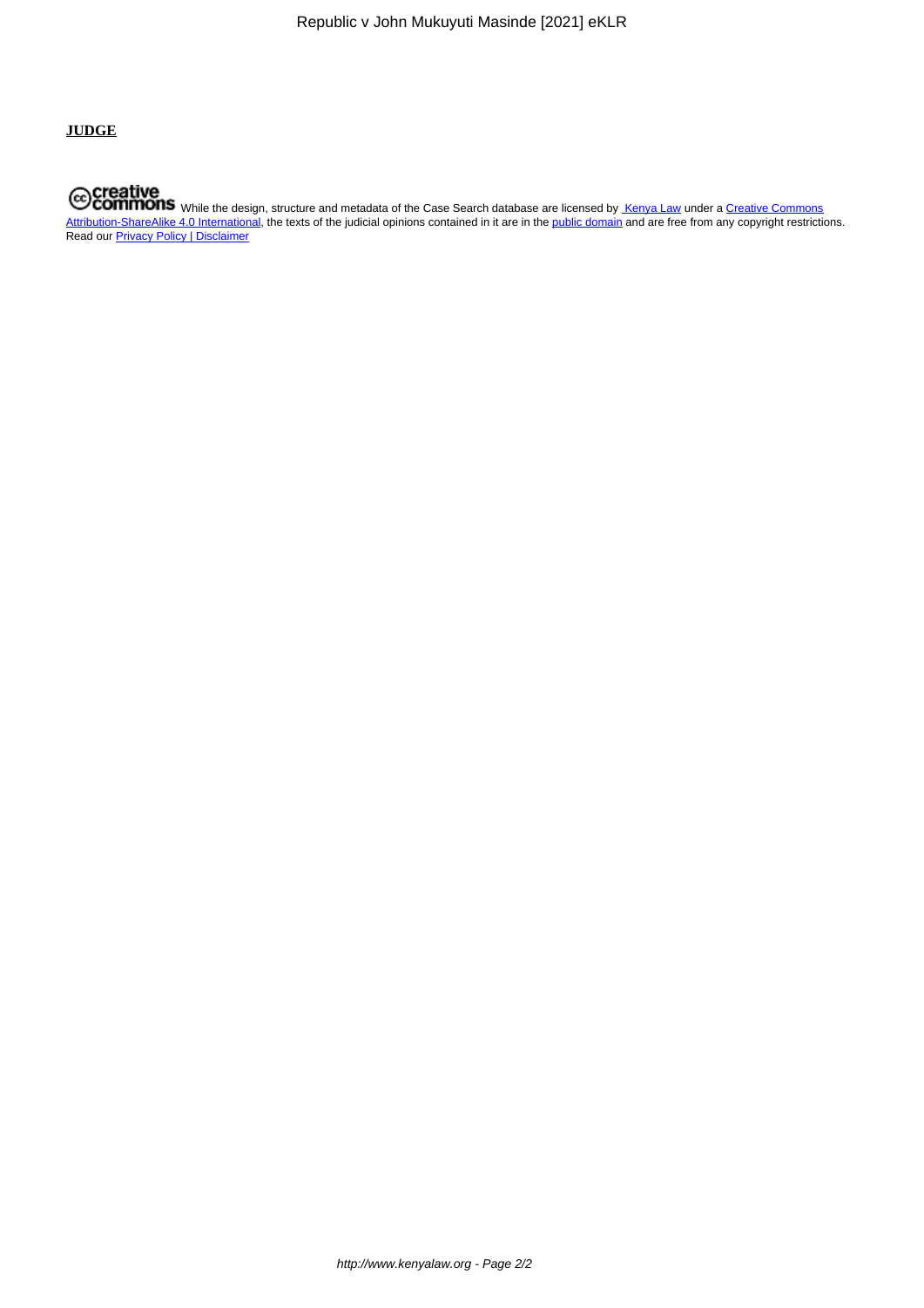**JUDGE**

While the design, structure and metadata of the Case Search database are licensed by [Kenya Law](http://www.kenyalaw.org) under a [Creative Commons Attribution-ShareAlike 4.0 International](https://creativecommons.org/licenses/by-sa/4.0/), the texts of the judicial opinions contained in it are in the [public domain](https://creativecommons.org/publicdomain/mark/1.0/) and are free from any copyright restrictions. Read our [Privacy Policy | Disclaimer](http://www.kenyalaw.org/kl/index.php?id=10370)